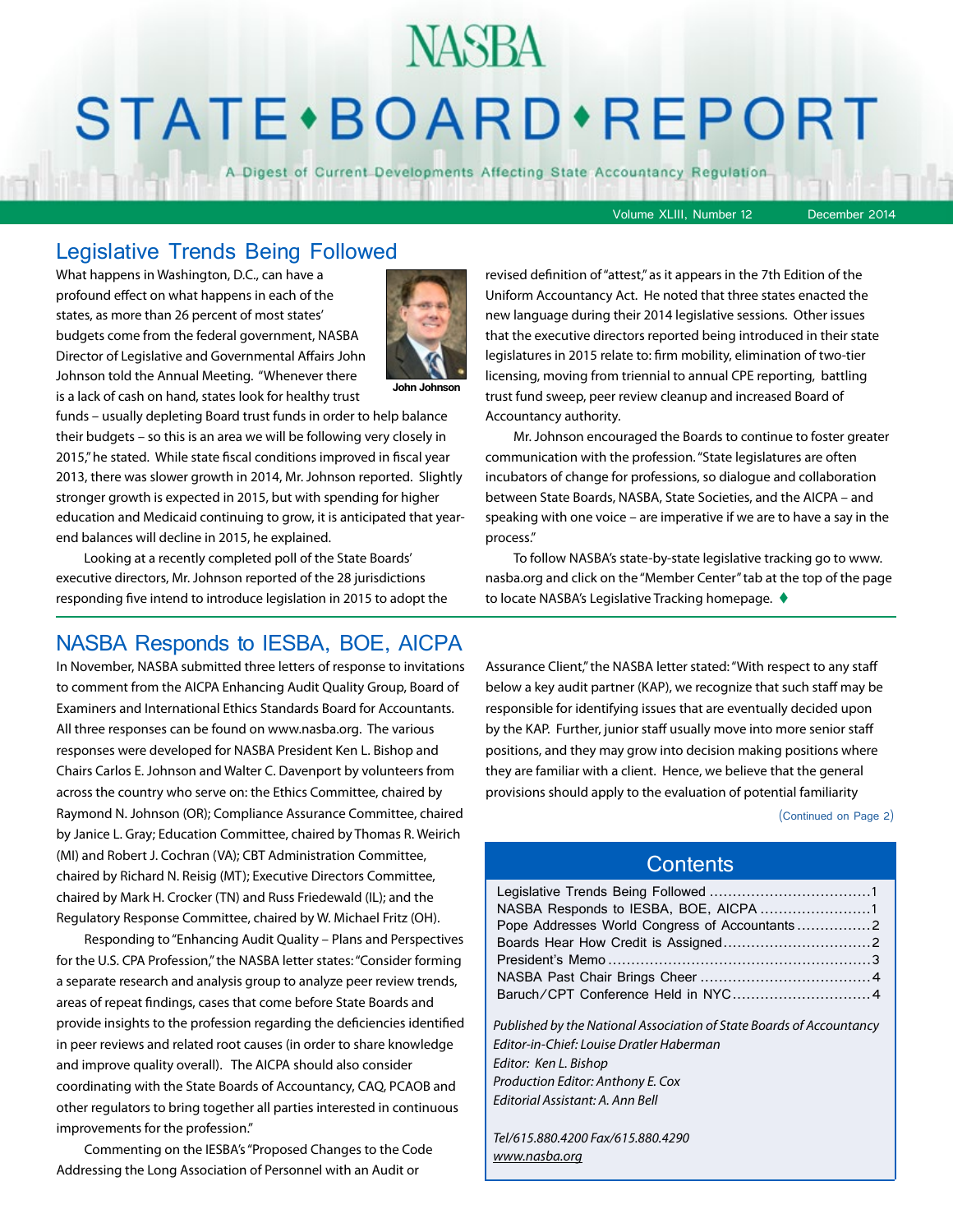# NASBA STATE • BOARD • REPORT

A Digest of Current Developments Affecting State Accountancy Regulation

Volume XLIII, Number 12 December 2014

## Legislative Trends Being Followed

John Johnson

What happens in Washington, D.C., can have a profound effect on what happens in each of the states, as more than 26 percent of most states' budgets come from the federal government, NASBA Director of Legislative and Governmental Affairs John Johnson told the Annual Meeting. "Whenever there is a lack of cash on hand, states look for healthy trust funds – usually depleting Board trust funds in order to help balance their budgets – so this is an area we will be following very closely in 2015," he stated. While state fiscal conditions improved in fiscal year 2013, there was slower growth in 2014, Mr. Johnson reported. Slightly stronger growth is expected in 2015, but with spending for higher education and Medicaid continuing to grow, it is anticipated that year-end balances will decline in 2015, he explained.

Looking at a recently completed poll of the State Boards' executive directors, Mr. Johnson reported of the 28 jurisdictions responding five intend to introduce legislation in 2015 to adopt the revised definition of "attest," as it appears in the 7th Edition of the Uniform Accountancy Act. He noted that three states enacted the new language during their 2014 legislative sessions. Other issues that the executive directors reported being introduced in their state legislatures in 2015 relate to: firm mobility, elimination of two-tier licensing, moving from triennial to annual CPE reporting, battling trust fund sweep, peer review cleanup and increased Board of Accountancy authority.

Mr. Johnson encouraged the Boards to continue to foster greater communication with the profession. "State legislatures are often incubators of change for professions, so dialogue and collaboration between State Boards, NASBA, State Societies, and the AICPA – and speaking with one voice – are imperative if we are to have a say in the process."

To follow NASBA's state-by-state legislative tracking go to www.nasba.org and click on the "Member Center" tab at the top of the page to locate NASBA's Legislative Tracking homepage. ♦

## NASBA Responds to IESBA, BOE, AICPA

In November, NASBA submitted three letters of response to invitations to comment from the AICPA Enhancing Audit Quality Group, Board of Examiners and International Ethics Standards Board for Accountants. All three responses can be found on www.nasba.org. The various responses were developed for NASBA President Ken L. Bishop and Chairs Carlos E. Johnson and Walter C. Davenport by volunteers from across the country who serve on: the Ethics Committee, chaired by Raymond N. Johnson (OR); Compliance Assurance Committee, chaired by Janice L. Gray; Education Committee, chaired by Thomas R. Weirich (MI) and Robert J. Cochran (VA); CBT Administration Committee, chaired by Richard N. Reisig (MT); Executive Directors Committee, chaired by Mark H. Crocker (TN) and Russ Friedewald (IL); and the Regulatory Response Committee, chaired by W. Michael Fritz (OH).

Responding to "Enhancing Audit Quality – Plans and Perspectives for the U.S. CPA Profession," the NASBA letter states: "Consider forming a separate research and analysis group to analyze peer review trends, areas of repeat findings, cases that come before State Boards and provide insights to the profession regarding the deficiencies identified in peer reviews and related root causes (in order to share knowledge and improve quality overall). The AICPA should also consider coordinating with the State Boards of Accountancy, CAQ, PCAOB and other regulators to bring together all parties interested in continuous improvements for the profession."

Commenting on the IESBA's "Proposed Changes to the Code Addressing the Long Association of Personnel with an Audit or Assurance Client," the NASBA letter stated: "With respect to any staff below a key audit partner (KAP), we recognize that such staff may be responsible for identifying issues that are eventually decided upon by the KAP. Further, junior staff usually move into more senior staff positions, and they may grow into decision making positions where they are familiar with a client. Hence, we believe that the general provisions should apply to the evaluation of potential familiarity

(Continued on Page 2)

## Contents

- Legislative Trends Being Followed ..................................1
- NASBA Responds to IESBA, BOE, AICPA ........................1
- Pope Addresses World Congress of Accountants ................2
- Boards Hear How Credit is Assigned ...............................2
- President's Memo ........................................................3
- NASBA Past Chair Brings Cheer ....................................4
- Baruch/CPT Conference Held in NYC ..............................4

*Published by the National Association of State Boards of Accountancy*
*Editor-in-Chief: Louise Dratler Haberman*
*Editor: Ken L. Bishop*
*Production Editor: Anthony E. Cox*
*Editorial Assistant: A. Ann Bell*

*Tel/615.880.4200 Fax/615.880.4290*
*www.nasba.org*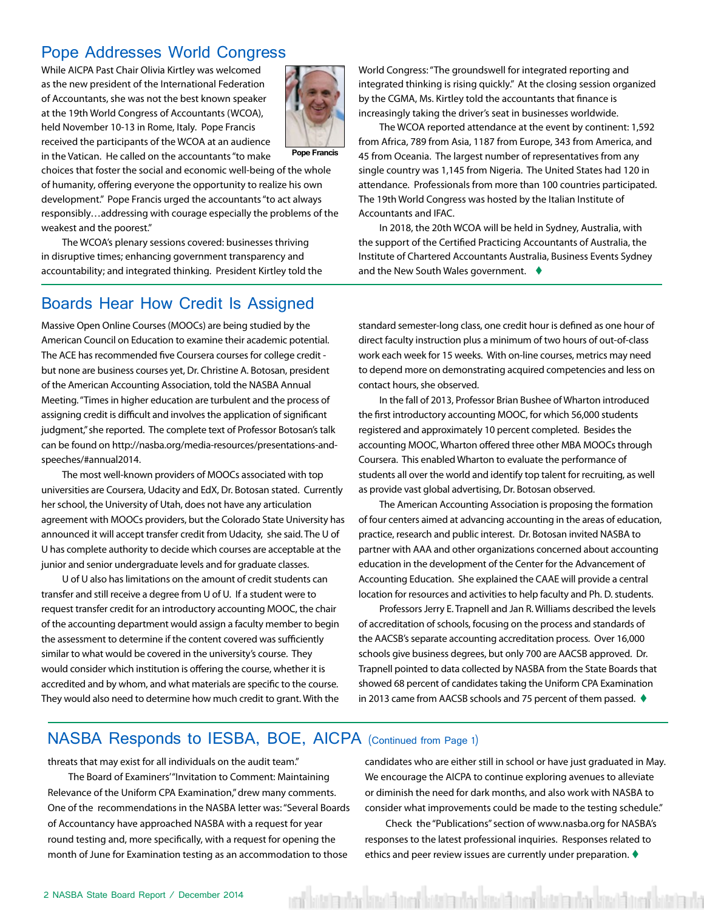## Pope Addresses World Congress

While AICPA Past Chair Olivia Kirtley was welcomed as the new president of the International Federation of Accountants, she was not the best known speaker at the 19th World Congress of Accountants (WCOA), held November 10-13 in Rome, Italy. Pope Francis received the participants of the WCOA at an audience in the Vatican. He called on the accountants "to make choices that foster the social and economic well-being of the whole of humanity, offering everyone the opportunity to realize his own development." Pope Francis urged the accountants "to act always responsibly…addressing with courage especially the problems of the weakest and the poorest."

Pope Francis

The WCOA's plenary sessions covered: businesses thriving in disruptive times; enhancing government transparency and accountability; and integrated thinking. President Kirtley told the World Congress: "The groundswell for integrated reporting and integrated thinking is rising quickly." At the closing session organized by the CGMA, Ms. Kirtley told the accountants that finance is increasingly taking the driver's seat in businesses worldwide.

The WCOA reported attendance at the event by continent: 1,592 from Africa, 789 from Asia, 1187 from Europe, 343 from America, and 45 from Oceania. The largest number of representatives from any single country was 1,145 from Nigeria. The United States had 120 in attendance. Professionals from more than 100 countries participated. The 19th World Congress was hosted by the Italian Institute of Accountants and IFAC.

In 2018, the 20th WCOA will be held in Sydney, Australia, with the support of the Certified Practicing Accountants of Australia, the Institute of Chartered Accountants Australia, Business Events Sydney and the New South Wales government. ♦

## Boards Hear How Credit Is Assigned

Massive Open Online Courses (MOOCs) are being studied by the American Council on Education to examine their academic potential. The ACE has recommended five Coursera courses for college credit - but none are business courses yet, Dr. Christine A. Botosan, president of the American Accounting Association, told the NASBA Annual Meeting. "Times in higher education are turbulent and the process of assigning credit is difficult and involves the application of significant judgment," she reported. The complete text of Professor Botosan's talk can be found on http://nasba.org/media-resources/presentations-and-speeches/#annual2014.

The most well-known providers of MOOCs associated with top universities are Coursera, Udacity and EdX, Dr. Botosan stated. Currently her school, the University of Utah, does not have any articulation agreement with MOOCs providers, but the Colorado State University has announced it will accept transfer credit from Udacity, she said. The U of U has complete authority to decide which courses are acceptable at the junior and senior undergraduate levels and for graduate classes.

U of U also has limitations on the amount of credit students can transfer and still receive a degree from U of U. If a student were to request transfer credit for an introductory accounting MOOC, the chair of the accounting department would assign a faculty member to begin the assessment to determine if the content covered was sufficiently similar to what would be covered in the university's course. They would consider which institution is offering the course, whether it is accredited and by whom, and what materials are specific to the course. They would also need to determine how much credit to grant. With the standard semester-long class, one credit hour is defined as one hour of direct faculty instruction plus a minimum of two hours of out-of-class work each week for 15 weeks. With on-line courses, metrics may need to depend more on demonstrating acquired competencies and less on contact hours, she observed.

In the fall of 2013, Professor Brian Bushee of Wharton introduced the first introductory accounting MOOC, for which 56,000 students registered and approximately 10 percent completed. Besides the accounting MOOC, Wharton offered three other MBA MOOCs through Coursera. This enabled Wharton to evaluate the performance of students all over the world and identify top talent for recruiting, as well as provide vast global advertising, Dr. Botosan observed.

The American Accounting Association is proposing the formation of four centers aimed at advancing accounting in the areas of education, practice, research and public interest. Dr. Botosan invited NASBA to partner with AAA and other organizations concerned about accounting education in the development of the Center for the Advancement of Accounting Education. She explained the CAAE will provide a central location for resources and activities to help faculty and Ph. D. students.

Professors Jerry E. Trapnell and Jan R. Williams described the levels of accreditation of schools, focusing on the process and standards of the AACSB's separate accounting accreditation process. Over 16,000 schools give business degrees, but only 700 are AACSB approved. Dr. Trapnell pointed to data collected by NASBA from the State Boards that showed 68 percent of candidates taking the Uniform CPA Examination in 2013 came from AACSB schools and 75 percent of them passed. ♦

## NASBA Responds to IESBA, BOE, AICPA (Continued from Page 1)

threats that may exist for all individuals on the audit team."

The Board of Examiners' "Invitation to Comment: Maintaining Relevance of the Uniform CPA Examination," drew many comments. One of the recommendations in the NASBA letter was: "Several Boards of Accountancy have approached NASBA with a request for year round testing and, more specifically, with a request for opening the month of June for Examination testing as an accommodation to those candidates who are either still in school or have just graduated in May. We encourage the AICPA to continue exploring avenues to alleviate or diminish the need for dark months, and also work with NASBA to consider what improvements could be made to the testing schedule."

Check the "Publications" section of www.nasba.org for NASBA's responses to the latest professional inquiries. Responses related to ethics and peer review issues are currently under preparation. ♦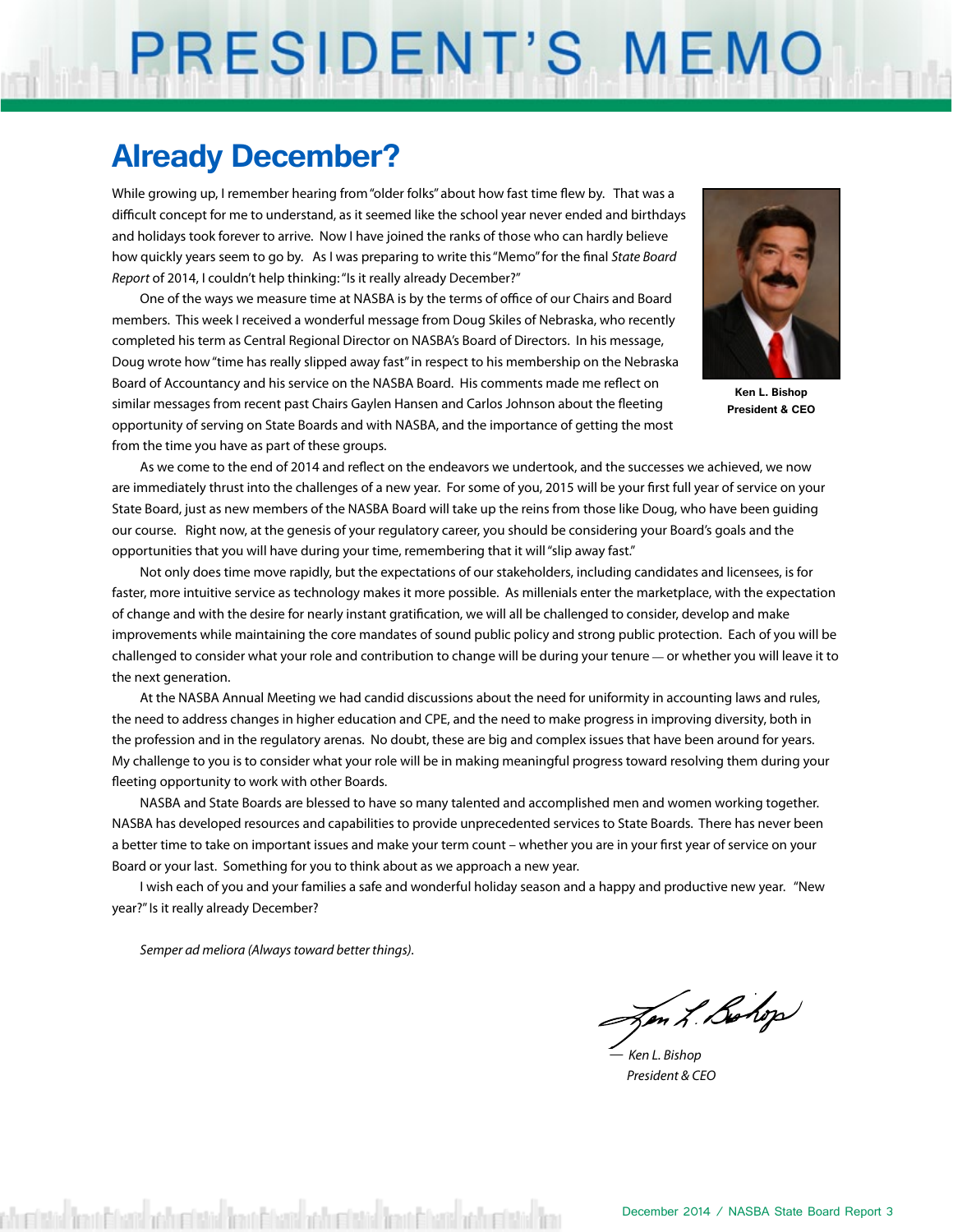# PRESIDENT'S MEMO

## Already December?

While growing up, I remember hearing from "older folks" about how fast time flew by. That was a difficult concept for me to understand, as it seemed like the school year never ended and birthdays and holidays took forever to arrive. Now I have joined the ranks of those who can hardly believe how quickly years seem to go by. As I was preparing to write this "Memo" for the final *State Board Report* of 2014, I couldn't help thinking: "Is it really already December?"

**Ken L. Bishop**
**President & CEO**

One of the ways we measure time at NASBA is by the terms of office of our Chairs and Board members. This week I received a wonderful message from Doug Skiles of Nebraska, who recently completed his term as Central Regional Director on NASBA's Board of Directors. In his message, Doug wrote how "time has really slipped away fast" in respect to his membership on the Nebraska Board of Accountancy and his service on the NASBA Board. His comments made me reflect on similar messages from recent past Chairs Gaylen Hansen and Carlos Johnson about the fleeting opportunity of serving on State Boards and with NASBA, and the importance of getting the most from the time you have as part of these groups.

As we come to the end of 2014 and reflect on the endeavors we undertook, and the successes we achieved, we now are immediately thrust into the challenges of a new year. For some of you, 2015 will be your first full year of service on your State Board, just as new members of the NASBA Board will take up the reins from those like Doug, who have been guiding our course. Right now, at the genesis of your regulatory career, you should be considering your Board's goals and the opportunities that you will have during your time, remembering that it will "slip away fast."

Not only does time move rapidly, but the expectations of our stakeholders, including candidates and licensees, is for faster, more intuitive service as technology makes it more possible. As millenials enter the marketplace, with the expectation of change and with the desire for nearly instant gratification, we will all be challenged to consider, develop and make improvements while maintaining the core mandates of sound public policy and strong public protection. Each of you will be challenged to consider what your role and contribution to change will be during your tenure — or whether you will leave it to the next generation.

At the NASBA Annual Meeting we had candid discussions about the need for uniformity in accounting laws and rules, the need to address changes in higher education and CPE, and the need to make progress in improving diversity, both in the profession and in the regulatory arenas. No doubt, these are big and complex issues that have been around for years. My challenge to you is to consider what your role will be in making meaningful progress toward resolving them during your fleeting opportunity to work with other Boards.

NASBA and State Boards are blessed to have so many talented and accomplished men and women working together. NASBA has developed resources and capabilities to provide unprecedented services to State Boards. There has never been a better time to take on important issues and make your term count – whether you are in your first year of service on your Board or your last. Something for you to think about as we approach a new year.

I wish each of you and your families a safe and wonderful holiday season and a happy and productive new year. "New year?" Is it really already December?

*Semper ad meliora (Always toward better things).*

*— Ken L. Bishop*
*President & CEO*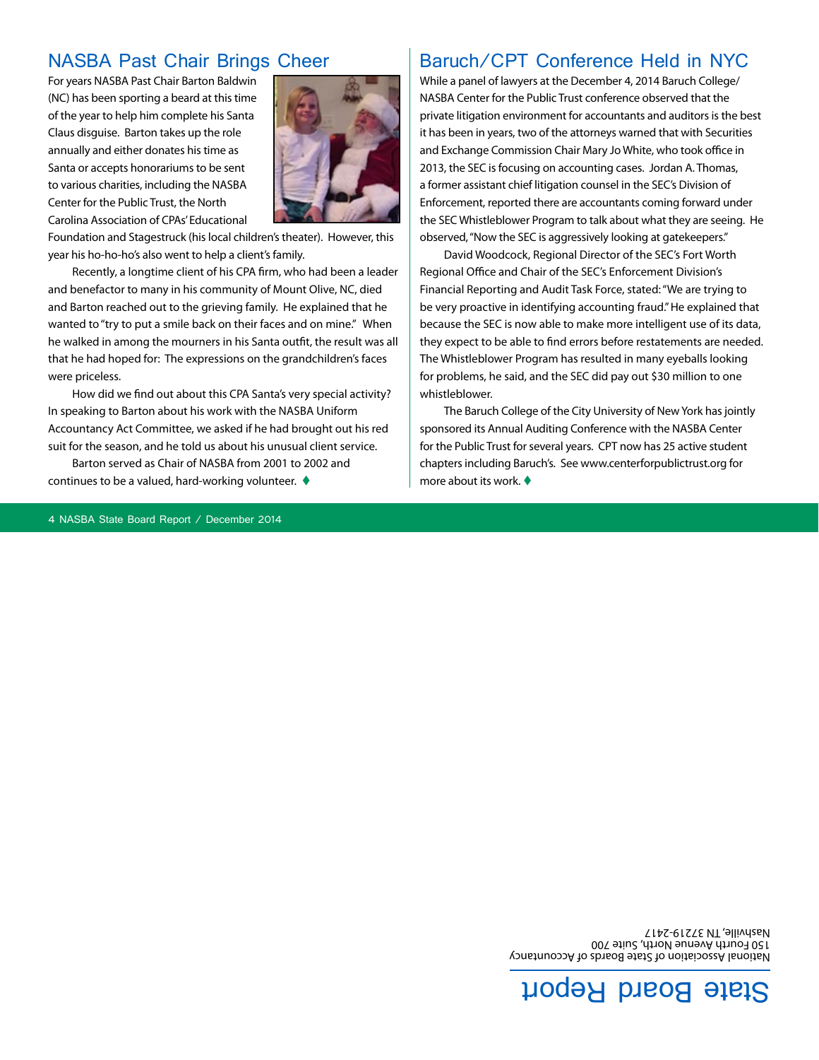## NASBA Past Chair Brings Cheer

For years NASBA Past Chair Barton Baldwin (NC) has been sporting a beard at this time of the year to help him complete his Santa Claus disguise. Barton takes up the role annually and either donates his time as Santa or accepts honorariums to be sent to various charities, including the NASBA Center for the Public Trust, the North Carolina Association of CPAs' Educational Foundation and Stagestruck (his local children's theater). However, this year his ho-ho-ho's also went to help a client's family.

Recently, a longtime client of his CPA firm, who had been a leader and benefactor to many in his community of Mount Olive, NC, died and Barton reached out to the grieving family. He explained that he wanted to "try to put a smile back on their faces and on mine." When he walked in among the mourners in his Santa outfit, the result was all that he had hoped for: The expressions on the grandchildren's faces were priceless.

How did we find out about this CPA Santa's very special activity? In speaking to Barton about his work with the NASBA Uniform Accountancy Act Committee, we asked if he had brought out his red suit for the season, and he told us about his unusual client service.

Barton served as Chair of NASBA from 2001 to 2002 and continues to be a valued, hard-working volunteer. ♦

## Baruch/CPT Conference Held in NYC

While a panel of lawyers at the December 4, 2014 Baruch College/ NASBA Center for the Public Trust conference observed that the private litigation environment for accountants and auditors is the best it has been in years, two of the attorneys warned that with Securities and Exchange Commission Chair Mary Jo White, who took office in 2013, the SEC is focusing on accounting cases. Jordan A. Thomas, a former assistant chief litigation counsel in the SEC's Division of Enforcement, reported there are accountants coming forward under the SEC Whistleblower Program to talk about what they are seeing. He observed, "Now the SEC is aggressively looking at gatekeepers."

David Woodcock, Regional Director of the SEC's Fort Worth Regional Office and Chair of the SEC's Enforcement Division's Financial Reporting and Audit Task Force, stated: "We are trying to be very proactive in identifying accounting fraud." He explained that because the SEC is now able to make more intelligent use of its data, they expect to be able to find errors before restatements are needed. The Whistleblower Program has resulted in many eyeballs looking for problems, he said, and the SEC did pay out $30 million to one whistleblower.

The Baruch College of the City University of New York has jointly sponsored its Annual Auditing Conference with the NASBA Center for the Public Trust for several years. CPT now has 25 active student chapters including Baruch's. See www.centerforpublictrust.org for more about its work. ♦

State Board Report

National Association of State Boards of Accountancy
150 Fourth Avenue North, Suite 700
Nashville, TN 37219-2417